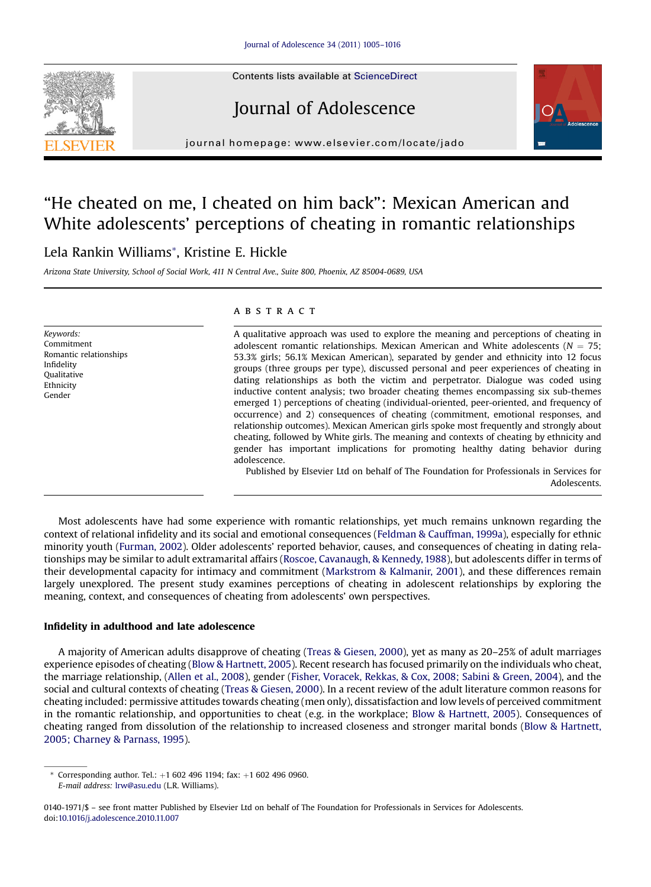# "He cheated on me, I cheated on him back": Mexican American and White adolescents' perceptions of cheating in romantic relationships

Lela Rankin Williams*, Kristine E. Hickle

*Arizona State University, School of Social Work, 411 N Central Ave., Suite 800, Phoenix, AZ 85004-0689, USA*

*Keywords:*
Commitment
Romantic relationships
Infidelity
Qualitative
Ethnicity
Gender

## ABSTRACT

A qualitative approach was used to explore the meaning and perceptions of cheating in adolescent romantic relationships. Mexican American and White adolescents ($N = 75$; 53.3% girls; 56.1% Mexican American), separated by gender and ethnicity into 12 focus groups (three groups per type), discussed personal and peer experiences of cheating in dating relationships as both the victim and perpetrator. Dialogue was coded using inductive content analysis; two broader cheating themes encompassing six sub-themes emerged 1) perceptions of cheating (individual-oriented, peer-oriented, and frequency of occurrence) and 2) consequences of cheating (commitment, emotional responses, and relationship outcomes). Mexican American girls spoke most frequently and strongly about cheating, followed by White girls. The meaning and contexts of cheating by ethnicity and gender has important implications for promoting healthy dating behavior during adolescence.

Published by Elsevier Ltd on behalf of The Foundation for Professionals in Services for Adolescents.

Most adolescents have had some experience with romantic relationships, yet much remains unknown regarding the context of relational infidelity and its social and emotional consequences (Feldman & Cauffman, 1999a), especially for ethnic minority youth (Furman, 2002). Older adolescents' reported behavior, causes, and consequences of cheating in dating relationships may be similar to adult extramarital affairs (Roscoe, Cavanaugh, & Kennedy, 1988), but adolescents differ in terms of their developmental capacity for intimacy and commitment (Markstrom & Kalmanir, 2001), and these differences remain largely unexplored. The present study examines perceptions of cheating in adolescent relationships by exploring the meaning, context, and consequences of cheating from adolescents' own perspectives.

### Infidelity in adulthood and late adolescence

A majority of American adults disapprove of cheating (Treas & Giesen, 2000), yet as many as 20–25% of adult marriages experience episodes of cheating (Blow & Hartnett, 2005). Recent research has focused primarily on the individuals who cheat, the marriage relationship, (Allen et al., 2008), gender (Fisher, Voracek, Rekkas, & Cox, 2008; Sabini & Green, 2004), and the social and cultural contexts of cheating (Treas & Giesen, 2000). In a recent review of the adult literature common reasons for cheating included: permissive attitudes towards cheating (men only), dissatisfaction and low levels of perceived commitment in the romantic relationship, and opportunities to cheat (e.g. in the workplace; Blow & Hartnett, 2005). Consequences of cheating ranged from dissolution of the relationship to increased closeness and stronger marital bonds (Blow & Hartnett, 2005; Charney & Parnass, 1995).

---

* Corresponding author. Tel.: +1 602 496 1194; fax: +1 602 496 0960.
*E-mail address:* lrw@asu.edu (L.R. Williams).

0140-1971/$ – see front matter Published by Elsevier Ltd on behalf of The Foundation for Professionals in Services for Adolescents.
doi:10.1016/j.adolescence.2010.11.007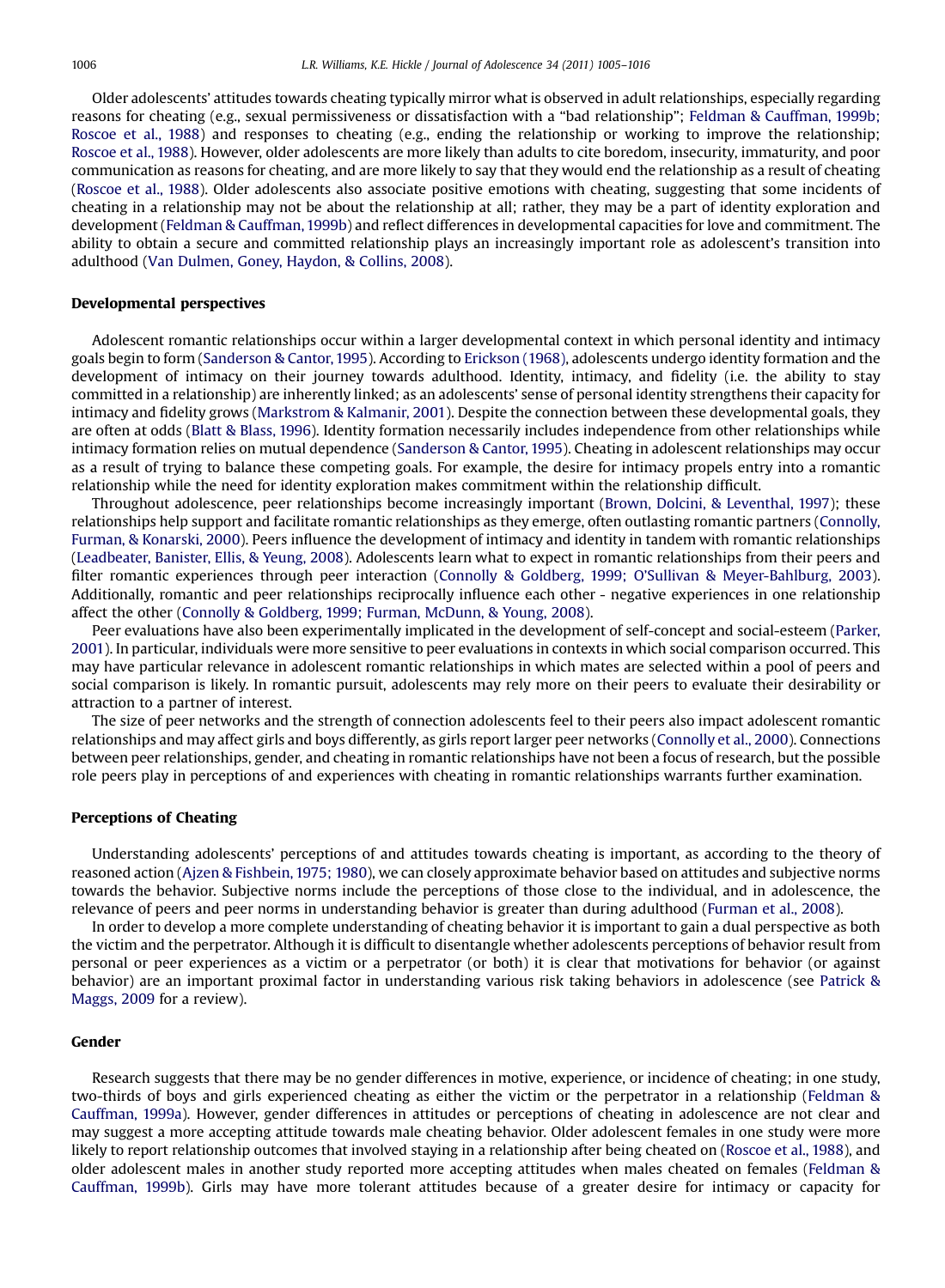Older adolescents' attitudes towards cheating typically mirror what is observed in adult relationships, especially regarding reasons for cheating (e.g., sexual permissiveness or dissatisfaction with a "bad relationship"; Feldman & Cauffman, 1999b; Roscoe et al., 1988) and responses to cheating (e.g., ending the relationship or working to improve the relationship; Roscoe et al., 1988). However, older adolescents are more likely than adults to cite boredom, insecurity, immaturity, and poor communication as reasons for cheating, and are more likely to say that they would end the relationship as a result of cheating (Roscoe et al., 1988). Older adolescents also associate positive emotions with cheating, suggesting that some incidents of cheating in a relationship may not be about the relationship at all; rather, they may be a part of identity exploration and development (Feldman & Cauffman, 1999b) and reflect differences in developmental capacities for love and commitment. The ability to obtain a secure and committed relationship plays an increasingly important role as adolescent's transition into adulthood (Van Dulmen, Goney, Haydon, & Collins, 2008).

## Developmental perspectives

Adolescent romantic relationships occur within a larger developmental context in which personal identity and intimacy goals begin to form (Sanderson & Cantor, 1995). According to Erickson (1968), adolescents undergo identity formation and the development of intimacy on their journey towards adulthood. Identity, intimacy, and fidelity (i.e. the ability to stay committed in a relationship) are inherently linked; as an adolescents' sense of personal identity strengthens their capacity for intimacy and fidelity grows (Markstrom & Kalmanir, 2001). Despite the connection between these developmental goals, they are often at odds (Blatt & Blass, 1996). Identity formation necessarily includes independence from other relationships while intimacy formation relies on mutual dependence (Sanderson & Cantor, 1995). Cheating in adolescent relationships may occur as a result of trying to balance these competing goals. For example, the desire for intimacy propels entry into a romantic relationship while the need for identity exploration makes commitment within the relationship difficult.

Throughout adolescence, peer relationships become increasingly important (Brown, Dolcini, & Leventhal, 1997); these relationships help support and facilitate romantic relationships as they emerge, often outlasting romantic partners (Connolly, Furman, & Konarski, 2000). Peers influence the development of intimacy and identity in tandem with romantic relationships (Leadbeater, Banister, Ellis, & Yeung, 2008). Adolescents learn what to expect in romantic relationships from their peers and filter romantic experiences through peer interaction (Connolly & Goldberg, 1999; O'Sullivan & Meyer-Bahlburg, 2003). Additionally, romantic and peer relationships reciprocally influence each other - negative experiences in one relationship affect the other (Connolly & Goldberg, 1999; Furman, McDunn, & Young, 2008).

Peer evaluations have also been experimentally implicated in the development of self-concept and social-esteem (Parker, 2001). In particular, individuals were more sensitive to peer evaluations in contexts in which social comparison occurred. This may have particular relevance in adolescent romantic relationships in which mates are selected within a pool of peers and social comparison is likely. In romantic pursuit, adolescents may rely more on their peers to evaluate their desirability or attraction to a partner of interest.

The size of peer networks and the strength of connection adolescents feel to their peers also impact adolescent romantic relationships and may affect girls and boys differently, as girls report larger peer networks (Connolly et al., 2000). Connections between peer relationships, gender, and cheating in romantic relationships have not been a focus of research, but the possible role peers play in perceptions of and experiences with cheating in romantic relationships warrants further examination.

## Perceptions of Cheating

Understanding adolescents' perceptions of and attitudes towards cheating is important, as according to the theory of reasoned action (Ajzen & Fishbein, 1975; 1980), we can closely approximate behavior based on attitudes and subjective norms towards the behavior. Subjective norms include the perceptions of those close to the individual, and in adolescence, the relevance of peers and peer norms in understanding behavior is greater than during adulthood (Furman et al., 2008).

In order to develop a more complete understanding of cheating behavior it is important to gain a dual perspective as both the victim and the perpetrator. Although it is difficult to disentangle whether adolescents perceptions of behavior result from personal or peer experiences as a victim or a perpetrator (or both) it is clear that motivations for behavior (or against behavior) are an important proximal factor in understanding various risk taking behaviors in adolescence (see Patrick & Maggs, 2009 for a review).

## Gender

Research suggests that there may be no gender differences in motive, experience, or incidence of cheating; in one study, two-thirds of boys and girls experienced cheating as either the victim or the perpetrator in a relationship (Feldman & Cauffman, 1999a). However, gender differences in attitudes or perceptions of cheating in adolescence are not clear and may suggest a more accepting attitude towards male cheating behavior. Older adolescent females in one study were more likely to report relationship outcomes that involved staying in a relationship after being cheated on (Roscoe et al., 1988), and older adolescent males in another study reported more accepting attitudes when males cheated on females (Feldman & Cauffman, 1999b). Girls may have more tolerant attitudes because of a greater desire for intimacy or capacity for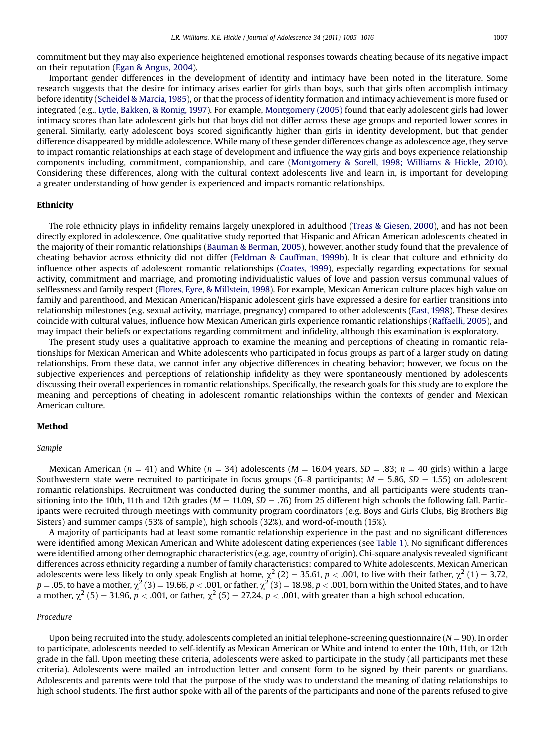commitment but they may also experience heightened emotional responses towards cheating because of its negative impact on their reputation (Egan & Angus, 2004).

Important gender differences in the development of identity and intimacy have been noted in the literature. Some research suggests that the desire for intimacy arises earlier for girls than boys, such that girls often accomplish intimacy before identity (Scheidel & Marcia, 1985), or that the process of identity formation and intimacy achievement is more fused or integrated (e.g., Lytle, Bakken, & Romig, 1997). For example, Montgomery (2005) found that early adolescent girls had lower intimacy scores than late adolescent girls but that boys did not differ across these age groups and reported lower scores in general. Similarly, early adolescent boys scored significantly higher than girls in identity development, but that gender difference disappeared by middle adolescence. While many of these gender differences change as adolescence age, they serve to impact romantic relationships at each stage of development and influence the way girls and boys experience relationship components including, commitment, companionship, and care (Montgomery & Sorell, 1998; Williams & Hickle, 2010). Considering these differences, along with the cultural context adolescents live and learn in, is important for developing a greater understanding of how gender is experienced and impacts romantic relationships.

## Ethnicity

The role ethnicity plays in infidelity remains largely unexplored in adulthood (Treas & Giesen, 2000), and has not been directly explored in adolescence. One qualitative study reported that Hispanic and African American adolescents cheated in the majority of their romantic relationships (Bauman & Berman, 2005), however, another study found that the prevalence of cheating behavior across ethnicity did not differ (Feldman & Cauffman, 1999b). It is clear that culture and ethnicity do influence other aspects of adolescent romantic relationships (Coates, 1999), especially regarding expectations for sexual activity, commitment and marriage, and promoting individualistic values of love and passion versus communal values of selflessness and family respect (Flores, Eyre, & Millstein, 1998). For example, Mexican American culture places high value on family and parenthood, and Mexican American/Hispanic adolescent girls have expressed a desire for earlier transitions into relationship milestones (e.g. sexual activity, marriage, pregnancy) compared to other adolescents (East, 1998). These desires coincide with cultural values, influence how Mexican American girls experience romantic relationships (Raffaelli, 2005), and may impact their beliefs or expectations regarding commitment and infidelity, although this examination is exploratory.

The present study uses a qualitative approach to examine the meaning and perceptions of cheating in romantic relationships for Mexican American and White adolescents who participated in focus groups as part of a larger study on dating relationships. From these data, we cannot infer any objective differences in cheating behavior; however, we focus on the subjective experiences and perceptions of relationship infidelity as they were spontaneously mentioned by adolescents discussing their overall experiences in romantic relationships. Specifically, the research goals for this study are to explore the meaning and perceptions of cheating in adolescent romantic relationships within the contexts of gender and Mexican American culture.

## Method

### *Sample*

Mexican American ($n = 41$) and White ($n = 34$) adolescents ($M = 16.04$ years, $SD = .83$; $n = 40$ girls) within a large Southwestern state were recruited to participate in focus groups (6–8 participants; $M = 5.86$, $SD = 1.55$) on adolescent romantic relationships. Recruitment was conducted during the summer months, and all participants were students transitioning into the 10th, 11th and 12th grades ($M = 11.09$, $SD = .76$) from 25 different high schools the following fall. Participants were recruited through meetings with community program coordinators (e.g. Boys and Girls Clubs, Big Brothers Big Sisters) and summer camps (53% of sample), high schools (32%), and word-of-mouth (15%).

A majority of participants had at least some romantic relationship experience in the past and no significant differences were identified among Mexican American and White adolescent dating experiences (see Table 1). No significant differences were identified among other demographic characteristics (e.g. age, country of origin). Chi-square analysis revealed significant differences across ethnicity regarding a number of family characteristics: compared to White adolescents, Mexican American adolescents were less likely to only speak English at home, $\chi^2\,(2) = 35.61$, $p < .001$, to live with their father, $\chi^2\,(1) = 3.72$, $p = .05$, to have a mother, $\chi^2\,(3) = 19.66$, $p < .001$, or father, $\chi^2\,(3) = 18.98$, $p < .001$, born within the United States, and to have a mother, $\chi^2\,(5) = 31.96$, $p < .001$, or father, $\chi^2\,(5) = 27.24$, $p < .001$, with greater than a high school education.

### *Procedure*

Upon being recruited into the study, adolescents completed an initial telephone-screening questionnaire ($N = 90$). In order to participate, adolescents needed to self-identify as Mexican American or White and intend to enter the 10th, 11th, or 12th grade in the fall. Upon meeting these criteria, adolescents were asked to participate in the study (all participants met these criteria). Adolescents were mailed an introduction letter and consent form to be signed by their parents or guardians. Adolescents and parents were told that the purpose of the study was to understand the meaning of dating relationships to high school students. The first author spoke with all of the parents of the participants and none of the parents refused to give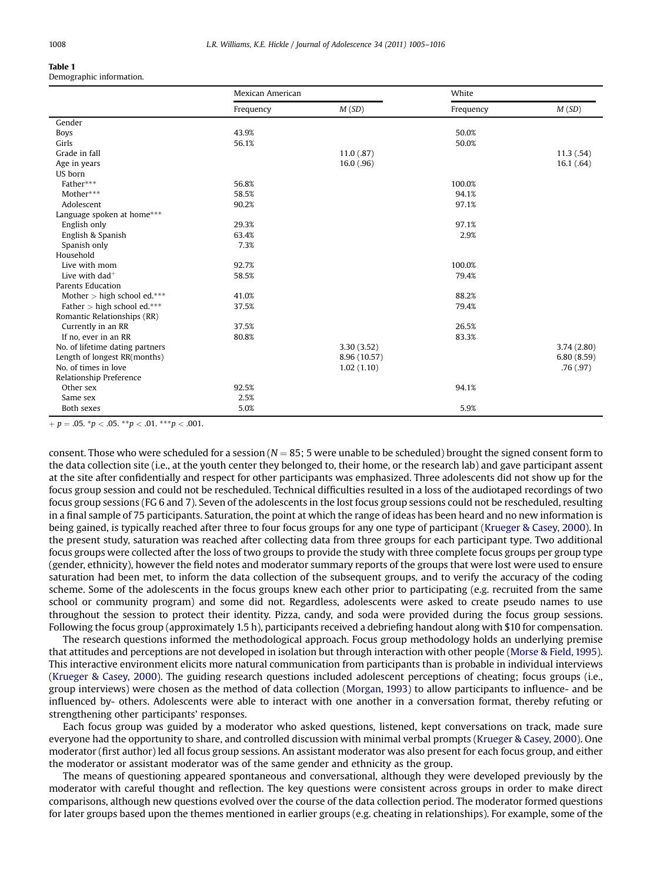**Table 1**
Demographic information.

| | Mexican American | | White | |
|---|---|---|---|---|
| | Frequency | *M* (*SD*) | Frequency | *M* (*SD*) |
| Gender | | | | |
| Boys | 43.9% | | 50.0% | |
| Girls | 56.1% | | 50.0% | |
| Grade in fall | | 11.0 (.87) | | 11.3 (.54) |
| Age in years | | 16.0 (.96) | | 16.1 (.64) |
| US born | | | | |
| Father*** | 56.8% | | 100.0% | |
| Mother*** | 58.5% | | 94.1% | |
| Adolescent | 90.2% | | 97.1% | |
| Language spoken at home*** | | | | |
| English only | 29.3% | | 97.1% | |
| English & Spanish | 63.4% | | 2.9% | |
| Spanish only | 7.3% | | | |
| Household | | | | |
| Live with mom | 92.7% | | 100.0% | |
| Live with dad+ | 58.5% | | 79.4% | |
| Parents Education | | | | |
| Mother > high school ed.*** | 41.0% | | 88.2% | |
| Father > high school ed.*** | 37.5% | | 79.4% | |
| Romantic Relationships (RR) | | | | |
| Currently in an RR | 37.5% | | 26.5% | |
| If no, ever in an RR | 80.8% | | 83.3% | |
| No. of lifetime dating partners | | 3.30 (3.52) | | 3.74 (2.80) |
| Length of longest RR(months) | | 8.96 (10.57) | | 6.80 (8.59) |
| No. of times in love | | 1.02 (1.10) | | .76 (.97) |
| Relationship Preference | | | | |
| Other sex | 92.5% | | 94.1% | |
| Same sex | 2.5% | | | |
| Both sexes | 5.0% | | 5.9% | |

+ $p = .05$. *$p < .05$. **$p < .01$. ***$p < .001$.

consent. Those who were scheduled for a session ($N = 85$; 5 were unable to be scheduled) brought the signed consent form to the data collection site (i.e., at the youth center they belonged to, their home, or the research lab) and gave participant assent at the site after confidentially and respect for other participants was emphasized. Three adolescents did not show up for the focus group session and could not be rescheduled. Technical difficulties resulted in a loss of the audiotaped recordings of two focus group sessions (FG 6 and 7). Seven of the adolescents in the lost focus group sessions could not be rescheduled, resulting in a final sample of 75 participants. Saturation, the point at which the range of ideas has been heard and no new information is being gained, is typically reached after three to four focus groups for any one type of participant (Krueger & Casey, 2000). In the present study, saturation was reached after collecting data from three groups for each participant type. Two additional focus groups were collected after the loss of two groups to provide the study with three complete focus groups per group type (gender, ethnicity), however the field notes and moderator summary reports of the groups that were lost were used to ensure saturation had been met, to inform the data collection of the subsequent groups, and to verify the accuracy of the coding scheme. Some of the adolescents in the focus groups knew each other prior to participating (e.g. recruited from the same school or community program) and some did not. Regardless, adolescents were asked to create pseudo names to use throughout the session to protect their identity. Pizza, candy, and soda were provided during the focus group sessions. Following the focus group (approximately 1.5 h), participants received a debriefing handout along with $10 for compensation.

The research questions informed the methodological approach. Focus group methodology holds an underlying premise that attitudes and perceptions are not developed in isolation but through interaction with other people (Morse & Field, 1995). This interactive environment elicits more natural communication from participants than is probable in individual interviews (Krueger & Casey, 2000). The guiding research questions included adolescent perceptions of cheating; focus groups (i.e., group interviews) were chosen as the method of data collection (Morgan, 1993) to allow participants to influence- and be influenced by- others. Adolescents were able to interact with one another in a conversation format, thereby refuting or strengthening other participants' responses.

Each focus group was guided by a moderator who asked questions, listened, kept conversations on track, made sure everyone had the opportunity to share, and controlled discussion with minimal verbal prompts (Krueger & Casey, 2000). One moderator (first author) led all focus group sessions. An assistant moderator was also present for each focus group, and either the moderator or assistant moderator was of the same gender and ethnicity as the group.

The means of questioning appeared spontaneous and conversational, although they were developed previously by the moderator with careful thought and reflection. The key questions were consistent across groups in order to make direct comparisons, although new questions evolved over the course of the data collection period. The moderator formed questions for later groups based upon the themes mentioned in earlier groups (e.g. cheating in relationships). For example, some of the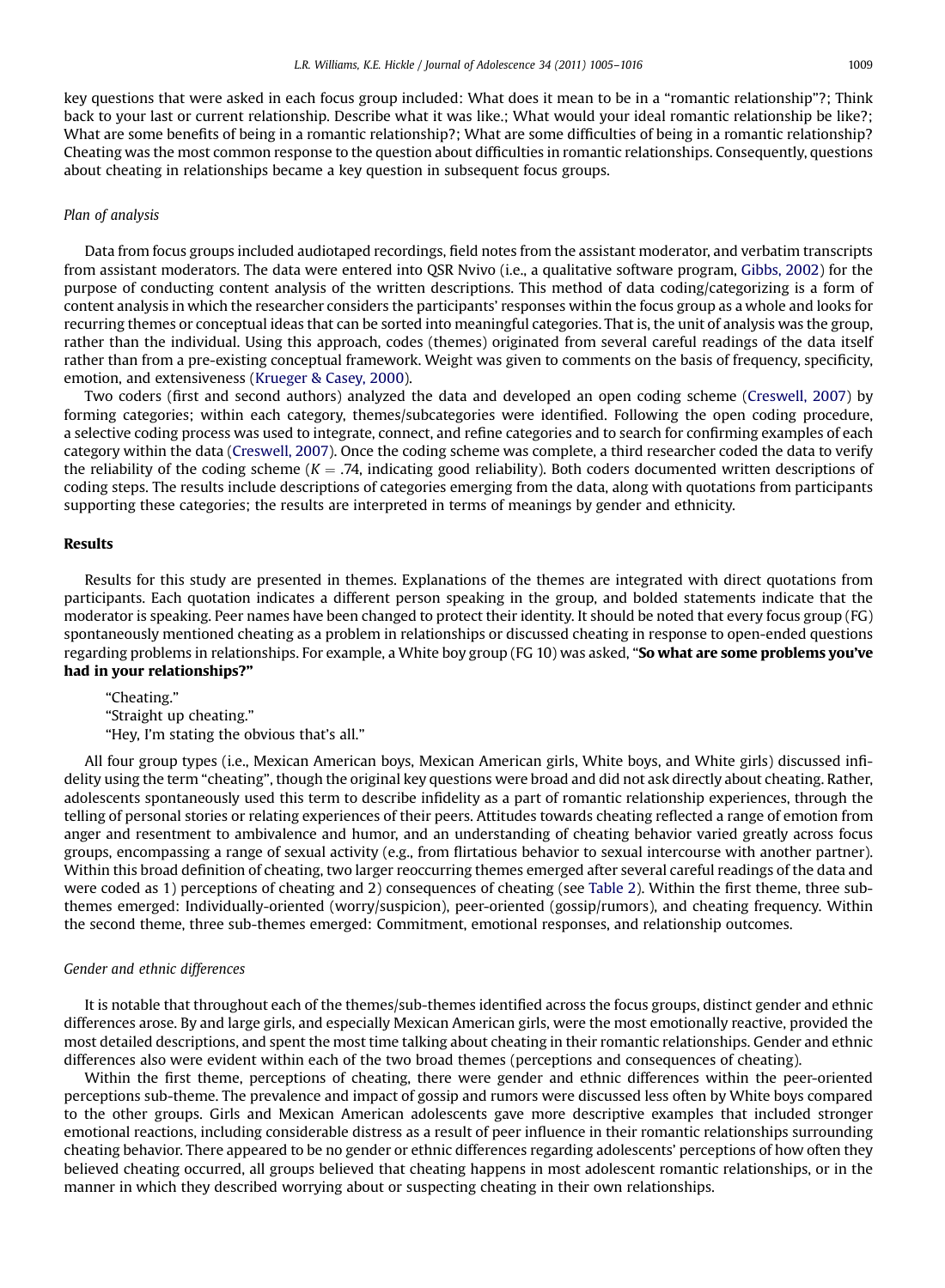key questions that were asked in each focus group included: What does it mean to be in a "romantic relationship"?; Think back to your last or current relationship. Describe what it was like.; What would your ideal romantic relationship be like?; What are some benefits of being in a romantic relationship?; What are some difficulties of being in a romantic relationship? Cheating was the most common response to the question about difficulties in romantic relationships. Consequently, questions about cheating in relationships became a key question in subsequent focus groups.

### *Plan of analysis*

Data from focus groups included audiotaped recordings, field notes from the assistant moderator, and verbatim transcripts from assistant moderators. The data were entered into QSR Nvivo (i.e., a qualitative software program, Gibbs, 2002) for the purpose of conducting content analysis of the written descriptions. This method of data coding/categorizing is a form of content analysis in which the researcher considers the participants' responses within the focus group as a whole and looks for recurring themes or conceptual ideas that can be sorted into meaningful categories. That is, the unit of analysis was the group, rather than the individual. Using this approach, codes (themes) originated from several careful readings of the data itself rather than from a pre-existing conceptual framework. Weight was given to comments on the basis of frequency, specificity, emotion, and extensiveness (Krueger & Casey, 2000).

Two coders (first and second authors) analyzed the data and developed an open coding scheme (Creswell, 2007) by forming categories; within each category, themes/subcategories were identified. Following the open coding procedure, a selective coding process was used to integrate, connect, and refine categories and to search for confirming examples of each category within the data (Creswell, 2007). Once the coding scheme was complete, a third researcher coded the data to verify the reliability of the coding scheme ($K = .74$, indicating good reliability). Both coders documented written descriptions of coding steps. The results include descriptions of categories emerging from the data, along with quotations from participants supporting these categories; the results are interpreted in terms of meanings by gender and ethnicity.

## Results

Results for this study are presented in themes. Explanations of the themes are integrated with direct quotations from participants. Each quotation indicates a different person speaking in the group, and bolded statements indicate that the moderator is speaking. Peer names have been changed to protect their identity. It should be noted that every focus group (FG) spontaneously mentioned cheating as a problem in relationships or discussed cheating in response to open-ended questions regarding problems in relationships. For example, a White boy group (FG 10) was asked, "**So what are some problems you've had in your relationships?"**

"Cheating."
"Straight up cheating."
"Hey, I'm stating the obvious that's all."

All four group types (i.e., Mexican American boys, Mexican American girls, White boys, and White girls) discussed infidelity using the term "cheating", though the original key questions were broad and did not ask directly about cheating. Rather, adolescents spontaneously used this term to describe infidelity as a part of romantic relationship experiences, through the telling of personal stories or relating experiences of their peers. Attitudes towards cheating reflected a range of emotion from anger and resentment to ambivalence and humor, and an understanding of cheating behavior varied greatly across focus groups, encompassing a range of sexual activity (e.g., from flirtatious behavior to sexual intercourse with another partner). Within this broad definition of cheating, two larger reoccurring themes emerged after several careful readings of the data and were coded as 1) perceptions of cheating and 2) consequences of cheating (see Table 2). Within the first theme, three sub-themes emerged: Individually-oriented (worry/suspicion), peer-oriented (gossip/rumors), and cheating frequency. Within the second theme, three sub-themes emerged: Commitment, emotional responses, and relationship outcomes.

### *Gender and ethnic differences*

It is notable that throughout each of the themes/sub-themes identified across the focus groups, distinct gender and ethnic differences arose. By and large girls, and especially Mexican American girls, were the most emotionally reactive, provided the most detailed descriptions, and spent the most time talking about cheating in their romantic relationships. Gender and ethnic differences also were evident within each of the two broad themes (perceptions and consequences of cheating).

Within the first theme, perceptions of cheating, there were gender and ethnic differences within the peer-oriented perceptions sub-theme. The prevalence and impact of gossip and rumors were discussed less often by White boys compared to the other groups. Girls and Mexican American adolescents gave more descriptive examples that included stronger emotional reactions, including considerable distress as a result of peer influence in their romantic relationships surrounding cheating behavior. There appeared to be no gender or ethnic differences regarding adolescents' perceptions of how often they believed cheating occurred, all groups believed that cheating happens in most adolescent romantic relationships, or in the manner in which they described worrying about or suspecting cheating in their own relationships.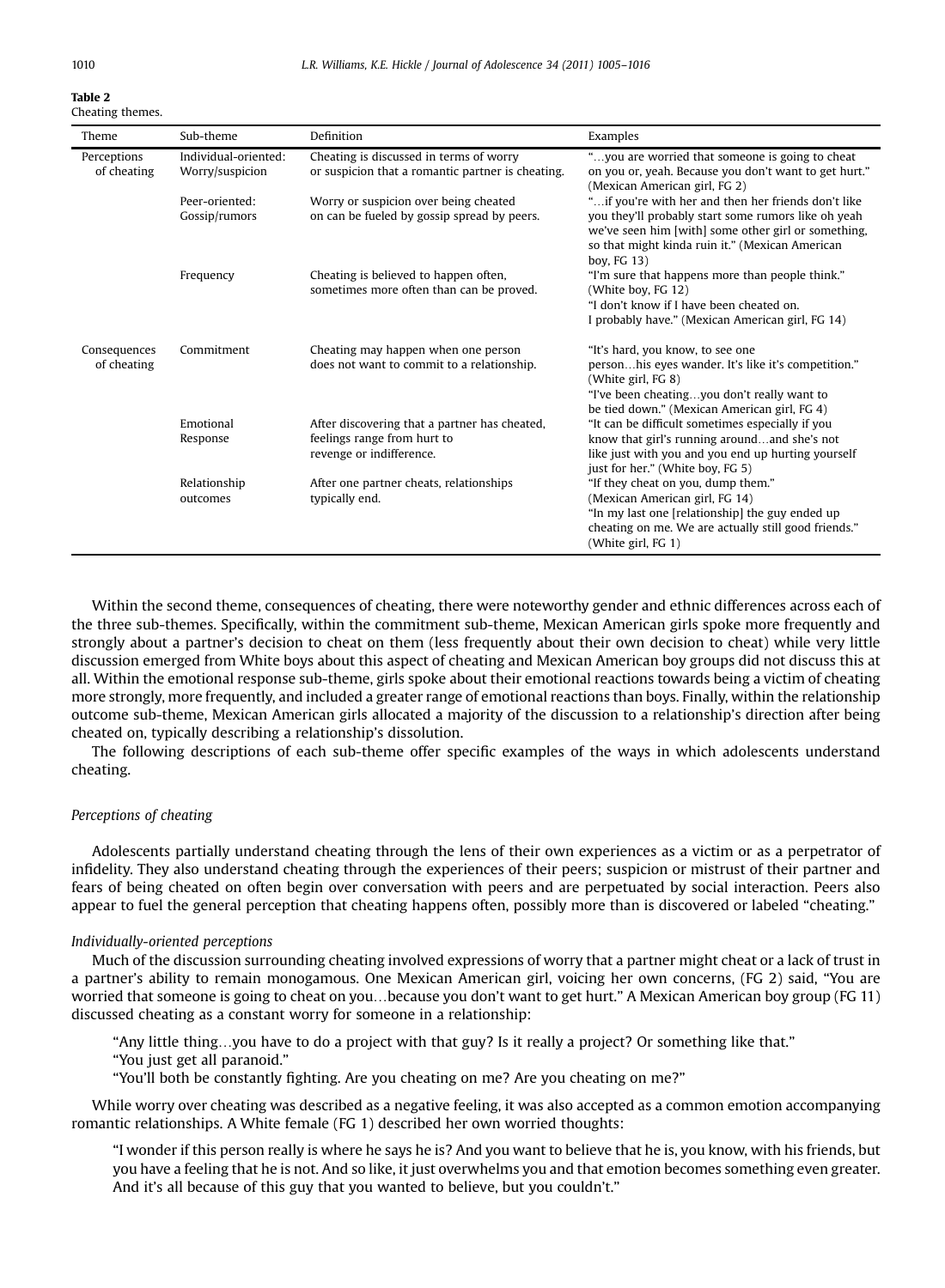**Table 2**
Cheating themes.

| Theme | Sub-theme | Definition | Examples |
|---|---|---|---|
| Perceptions of cheating | Individual-oriented: Worry/suspicion | Cheating is discussed in terms of worry or suspicion that a romantic partner is cheating. | "…you are worried that someone is going to cheat on you or, yeah. Because you don't want to get hurt." (Mexican American girl, FG 2) |
| | Peer-oriented: Gossip/rumors | Worry or suspicion over being cheated on can be fueled by gossip spread by peers. | "…if you're with her and then her friends don't like you they'll probably start some rumors like oh yeah we've seen him [with] some other girl or something, so that might kinda ruin it." (Mexican American boy, FG 13) |
| | Frequency | Cheating is believed to happen often, sometimes more often than can be proved. | "I'm sure that happens more than people think." (White boy, FG 12) "I don't know if I have been cheated on. I probably have." (Mexican American girl, FG 14) |
| Consequences of cheating | Commitment | Cheating may happen when one person does not want to commit to a relationship. | "It's hard, you know, to see one person…his eyes wander. It's like it's competition." (White girl, FG 8) "I've been cheating…you don't really want to be tied down." (Mexican American girl, FG 4) |
| | Emotional Response | After discovering that a partner has cheated, feelings range from hurt to revenge or indifference. | "It can be difficult sometimes especially if you know that girl's running around…and she's not like just with you and you end up hurting yourself just for her." (White boy, FG 5) |
| | Relationship outcomes | After one partner cheats, relationships typically end. | "If they cheat on you, dump them." (Mexican American girl, FG 14) "In my last one [relationship] the guy ended up cheating on me. We are actually still good friends." (White girl, FG 1) |

Within the second theme, consequences of cheating, there were noteworthy gender and ethnic differences across each of the three sub-themes. Specifically, within the commitment sub-theme, Mexican American girls spoke more frequently and strongly about a partner's decision to cheat on them (less frequently about their own decision to cheat) while very little discussion emerged from White boys about this aspect of cheating and Mexican American boy groups did not discuss this at all. Within the emotional response sub-theme, girls spoke about their emotional reactions towards being a victim of cheating more strongly, more frequently, and included a greater range of emotional reactions than boys. Finally, within the relationship outcome sub-theme, Mexican American girls allocated a majority of the discussion to a relationship's direction after being cheated on, typically describing a relationship's dissolution.

The following descriptions of each sub-theme offer specific examples of the ways in which adolescents understand cheating.

### *Perceptions of cheating*

Adolescents partially understand cheating through the lens of their own experiences as a victim or as a perpetrator of infidelity. They also understand cheating through the experiences of their peers; suspicion or mistrust of their partner and fears of being cheated on often begin over conversation with peers and are perpetuated by social interaction. Peers also appear to fuel the general perception that cheating happens often, possibly more than is discovered or labeled "cheating."

#### *Individually-oriented perceptions*

Much of the discussion surrounding cheating involved expressions of worry that a partner might cheat or a lack of trust in a partner's ability to remain monogamous. One Mexican American girl, voicing her own concerns, (FG 2) said, "You are worried that someone is going to cheat on you…because you don't want to get hurt." A Mexican American boy group (FG 11) discussed cheating as a constant worry for someone in a relationship:

> "Any little thing…you have to do a project with that guy? Is it really a project? Or something like that."
> "You just get all paranoid."
> "You'll both be constantly fighting. Are you cheating on me? Are you cheating on me?"

While worry over cheating was described as a negative feeling, it was also accepted as a common emotion accompanying romantic relationships. A White female (FG 1) described her own worried thoughts:

> "I wonder if this person really is where he says he is? And you want to believe that he is, you know, with his friends, but you have a feeling that he is not. And so like, it just overwhelms you and that emotion becomes something even greater. And it's all because of this guy that you wanted to believe, but you couldn't."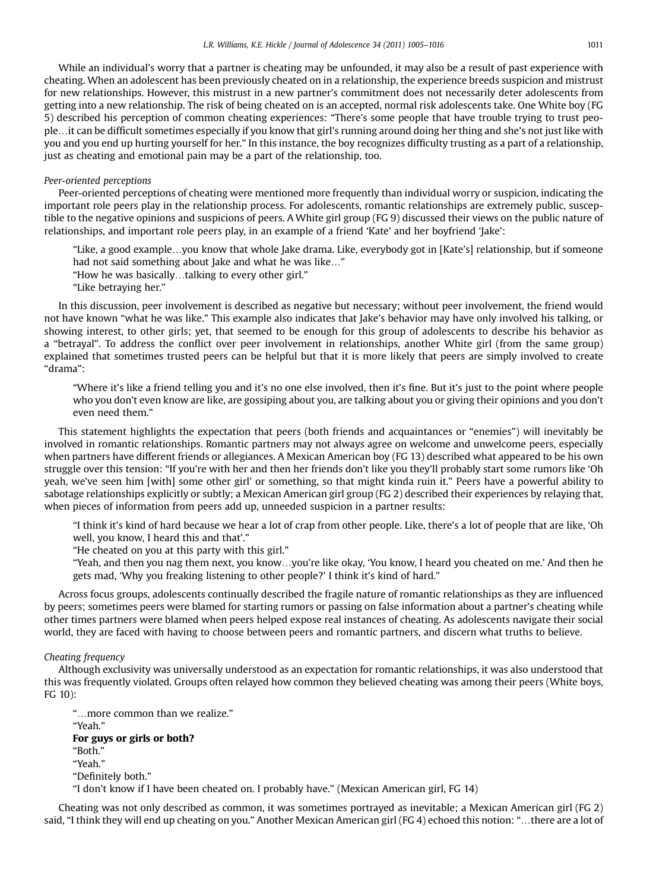While an individual's worry that a partner is cheating may be unfounded, it may also be a result of past experience with cheating. When an adolescent has been previously cheated on in a relationship, the experience breeds suspicion and mistrust for new relationships. However, this mistrust in a new partner's commitment does not necessarily deter adolescents from getting into a new relationship. The risk of being cheated on is an accepted, normal risk adolescents take. One White boy (FG 5) described his perception of common cheating experiences: "There's some people that have trouble trying to trust people…it can be difficult sometimes especially if you know that girl's running around doing her thing and she's not just like with you and you end up hurting yourself for her." In this instance, the boy recognizes difficulty trusting as a part of a relationship, just as cheating and emotional pain may be a part of the relationship, too.

*Peer-oriented perceptions*

Peer-oriented perceptions of cheating were mentioned more frequently than individual worry or suspicion, indicating the important role peers play in the relationship process. For adolescents, romantic relationships are extremely public, susceptible to the negative opinions and suspicions of peers. A White girl group (FG 9) discussed their views on the public nature of relationships, and important role peers play, in an example of a friend 'Kate' and her boyfriend 'Jake':

> "Like, a good example…you know that whole Jake drama. Like, everybody got in [Kate's] relationship, but if someone had not said something about Jake and what he was like…"
> "How he was basically…talking to every other girl."
> "Like betraying her."

In this discussion, peer involvement is described as negative but necessary; without peer involvement, the friend would not have known "what he was like." This example also indicates that Jake's behavior may have only involved his talking, or showing interest, to other girls; yet, that seemed to be enough for this group of adolescents to describe his behavior as a "betrayal". To address the conflict over peer involvement in relationships, another White girl (from the same group) explained that sometimes trusted peers can be helpful but that it is more likely that peers are simply involved to create "drama":

> "Where it's like a friend telling you and it's no one else involved, then it's fine. But it's just to the point where people who you don't even know are like, are gossiping about you, are talking about you or giving their opinions and you don't even need them."

This statement highlights the expectation that peers (both friends and acquaintances or "enemies") will inevitably be involved in romantic relationships. Romantic partners may not always agree on welcome and unwelcome peers, especially when partners have different friends or allegiances. A Mexican American boy (FG 13) described what appeared to be his own struggle over this tension: "If you're with her and then her friends don't like you they'll probably start some rumors like 'Oh yeah, we've seen him [with] some other girl' or something, so that might kinda ruin it." Peers have a powerful ability to sabotage relationships explicitly or subtly; a Mexican American girl group (FG 2) described their experiences by relaying that, when pieces of information from peers add up, unneeded suspicion in a partner results:

> "I think it's kind of hard because we hear a lot of crap from other people. Like, there's a lot of people that are like, 'Oh well, you know, I heard this and that'."
> "He cheated on you at this party with this girl."
> "Yeah, and then you nag them next, you know…you're like okay, 'You know, I heard you cheated on me.' And then he gets mad, 'Why you freaking listening to other people?' I think it's kind of hard."

Across focus groups, adolescents continually described the fragile nature of romantic relationships as they are influenced by peers; sometimes peers were blamed for starting rumors or passing on false information about a partner's cheating while other times partners were blamed when peers helped expose real instances of cheating. As adolescents navigate their social world, they are faced with having to choose between peers and romantic partners, and discern what truths to believe.

*Cheating frequency*

Although exclusivity was universally understood as an expectation for romantic relationships, it was also understood that this was frequently violated. Groups often relayed how common they believed cheating was among their peers (White boys, FG 10):

> "…more common than we realize."
> "Yeah."
> **For guys or girls or both?**
> "Both."
> "Yeah."
> "Definitely both."
> "I don't know if I have been cheated on. I probably have." (Mexican American girl, FG 14)

Cheating was not only described as common, it was sometimes portrayed as inevitable; a Mexican American girl (FG 2) said, "I think they will end up cheating on you." Another Mexican American girl (FG 4) echoed this notion: "…there are a lot of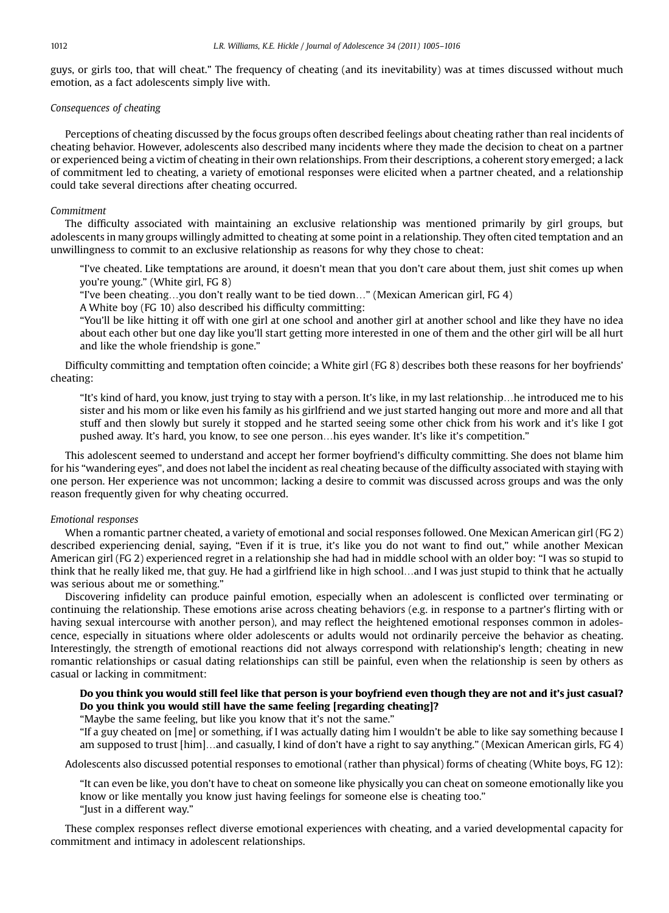guys, or girls too, that will cheat." The frequency of cheating (and its inevitability) was at times discussed without much emotion, as a fact adolescents simply live with.

### *Consequences of cheating*

Perceptions of cheating discussed by the focus groups often described feelings about cheating rather than real incidents of cheating behavior. However, adolescents also described many incidents where they made the decision to cheat on a partner or experienced being a victim of cheating in their own relationships. From their descriptions, a coherent story emerged; a lack of commitment led to cheating, a variety of emotional responses were elicited when a partner cheated, and a relationship could take several directions after cheating occurred.

#### *Commitment*

The difficulty associated with maintaining an exclusive relationship was mentioned primarily by girl groups, but adolescents in many groups willingly admitted to cheating at some point in a relationship. They often cited temptation and an unwillingness to commit to an exclusive relationship as reasons for why they chose to cheat:

> "I've cheated. Like temptations are around, it doesn't mean that you don't care about them, just shit comes up when you're young." (White girl, FG 8)
>
> "I've been cheating…you don't really want to be tied down…" (Mexican American girl, FG 4)
>
> A White boy (FG 10) also described his difficulty committing:
>
> "You'll be like hitting it off with one girl at one school and another girl at another school and like they have no idea about each other but one day like you'll start getting more interested in one of them and the other girl will be all hurt and like the whole friendship is gone."

Difficulty committing and temptation often coincide; a White girl (FG 8) describes both these reasons for her boyfriends' cheating:

> "It's kind of hard, you know, just trying to stay with a person. It's like, in my last relationship…he introduced me to his sister and his mom or like even his family as his girlfriend and we just started hanging out more and more and all that stuff and then slowly but surely it stopped and he started seeing some other chick from his work and it's like I got pushed away. It's hard, you know, to see one person…his eyes wander. It's like it's competition."

This adolescent seemed to understand and accept her former boyfriend's difficulty committing. She does not blame him for his "wandering eyes", and does not label the incident as real cheating because of the difficulty associated with staying with one person. Her experience was not uncommon; lacking a desire to commit was discussed across groups and was the only reason frequently given for why cheating occurred.

#### *Emotional responses*

When a romantic partner cheated, a variety of emotional and social responses followed. One Mexican American girl (FG 2) described experiencing denial, saying, "Even if it is true, it's like you do not want to find out," while another Mexican American girl (FG 2) experienced regret in a relationship she had had in middle school with an older boy: "I was so stupid to think that he really liked me, that guy. He had a girlfriend like in high school…and I was just stupid to think that he actually was serious about me or something."

Discovering infidelity can produce painful emotion, especially when an adolescent is conflicted over terminating or continuing the relationship. These emotions arise across cheating behaviors (e.g. in response to a partner's flirting with or having sexual intercourse with another person), and may reflect the heightened emotional responses common in adolescence, especially in situations where older adolescents or adults would not ordinarily perceive the behavior as cheating. Interestingly, the strength of emotional reactions did not always correspond with relationship's length; cheating in new romantic relationships or casual dating relationships can still be painful, even when the relationship is seen by others as casual or lacking in commitment:

> **Do you think you would still feel like that person is your boyfriend even though they are not and it's just casual? Do you think you would still have the same feeling [regarding cheating]?**
>
> "Maybe the same feeling, but like you know that it's not the same."
>
> "If a guy cheated on [me] or something, if I was actually dating him I wouldn't be able to like say something because I am supposed to trust [him]…and casually, I kind of don't have a right to say anything." (Mexican American girls, FG 4)

Adolescents also discussed potential responses to emotional (rather than physical) forms of cheating (White boys, FG 12):

> "It can even be like, you don't have to cheat on someone like physically you can cheat on someone emotionally like you know or like mentally you know just having feelings for someone else is cheating too."
>
> "Just in a different way."

These complex responses reflect diverse emotional experiences with cheating, and a varied developmental capacity for commitment and intimacy in adolescent relationships.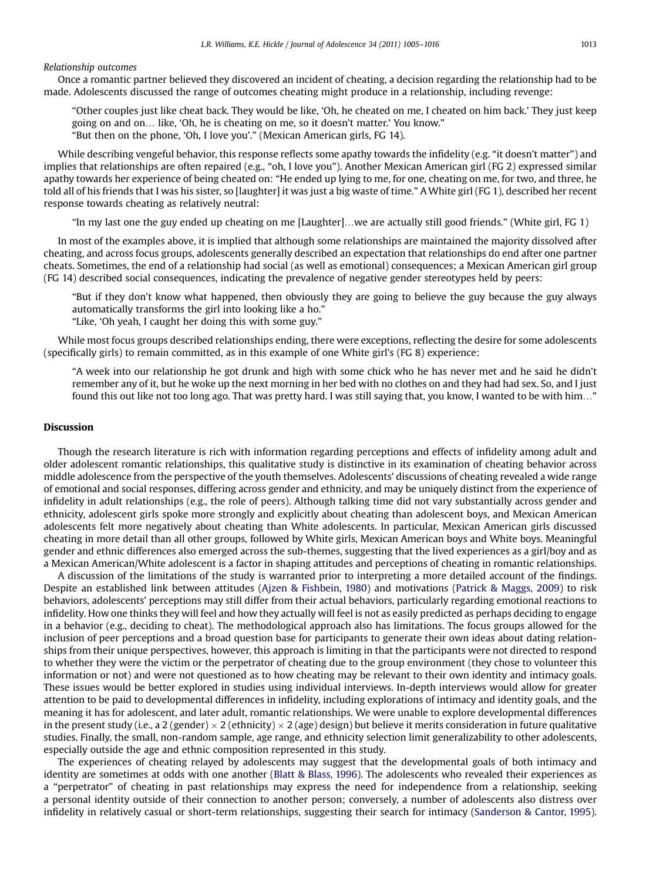*Relationship outcomes*

Once a romantic partner believed they discovered an incident of cheating, a decision regarding the relationship had to be made. Adolescents discussed the range of outcomes cheating might produce in a relationship, including revenge:

> "Other couples just like cheat back. They would be like, 'Oh, he cheated on me, I cheated on him back.' They just keep going on and on… like, 'Oh, he is cheating on me, so it doesn't matter.' You know."
> "But then on the phone, 'Oh, I love you'." (Mexican American girls, FG 14).

While describing vengeful behavior, this response reflects some apathy towards the infidelity (e.g. "it doesn't matter") and implies that relationships are often repaired (e.g., "oh, I love you"). Another Mexican American girl (FG 2) expressed similar apathy towards her experience of being cheated on: "He ended up lying to me, for one, cheating on me, for two, and three, he told all of his friends that I was his sister, so [laughter] it was just a big waste of time." A White girl (FG 1), described her recent response towards cheating as relatively neutral:

> "In my last one the guy ended up cheating on me [Laughter]…we are actually still good friends." (White girl, FG 1)

In most of the examples above, it is implied that although some relationships are maintained the majority dissolved after cheating, and across focus groups, adolescents generally described an expectation that relationships do end after one partner cheats. Sometimes, the end of a relationship had social (as well as emotional) consequences; a Mexican American girl group (FG 14) described social consequences, indicating the prevalence of negative gender stereotypes held by peers:

> "But if they don't know what happened, then obviously they are going to believe the guy because the guy always automatically transforms the girl into looking like a ho."
> "Like, 'Oh yeah, I caught her doing this with some guy."

While most focus groups described relationships ending, there were exceptions, reflecting the desire for some adolescents (specifically girls) to remain committed, as in this example of one White girl's (FG 8) experience:

> "A week into our relationship he got drunk and high with some chick who he has never met and he said he didn't remember any of it, but he woke up the next morning in her bed with no clothes on and they had had sex. So, and I just found this out like not too long ago. That was pretty hard. I was still saying that, you know, I wanted to be with him…"

## Discussion

Though the research literature is rich with information regarding perceptions and effects of infidelity among adult and older adolescent romantic relationships, this qualitative study is distinctive in its examination of cheating behavior across middle adolescence from the perspective of the youth themselves. Adolescents' discussions of cheating revealed a wide range of emotional and social responses, differing across gender and ethnicity, and may be uniquely distinct from the experience of infidelity in adult relationships (e.g., the role of peers). Although talking time did not vary substantially across gender and ethnicity, adolescent girls spoke more strongly and explicitly about cheating than adolescent boys, and Mexican American adolescents felt more negatively about cheating than White adolescents. In particular, Mexican American girls discussed cheating in more detail than all other groups, followed by White girls, Mexican American boys and White boys. Meaningful gender and ethnic differences also emerged across the sub-themes, suggesting that the lived experiences as a girl/boy and as a Mexican American/White adolescent is a factor in shaping attitudes and perceptions of cheating in romantic relationships.

A discussion of the limitations of the study is warranted prior to interpreting a more detailed account of the findings. Despite an established link between attitudes (Ajzen & Fishbein, 1980) and motivations (Patrick & Maggs, 2009) to risk behaviors, adolescents' perceptions may still differ from their actual behaviors, particularly regarding emotional reactions to infidelity. How one thinks they will feel and how they actually will feel is not as easily predicted as perhaps deciding to engage in a behavior (e.g., deciding to cheat). The methodological approach also has limitations. The focus groups allowed for the inclusion of peer perceptions and a broad question base for participants to generate their own ideas about dating relationships from their unique perspectives, however, this approach is limiting in that the participants were not directed to respond to whether they were the victim or the perpetrator of cheating due to the group environment (they chose to volunteer this information or not) and were not questioned as to how cheating may be relevant to their own identity and intimacy goals. These issues would be better explored in studies using individual interviews. In-depth interviews would allow for greater attention to be paid to developmental differences in infidelity, including explorations of intimacy and identity goals, and the meaning it has for adolescent, and later adult, romantic relationships. We were unable to explore developmental differences in the present study (i.e., a 2 (gender) $\times$ 2 (ethnicity) $\times$ 2 (age) design) but believe it merits consideration in future qualitative studies. Finally, the small, non-random sample, age range, and ethnicity selection limit generalizability to other adolescents, especially outside the age and ethnic composition represented in this study.

The experiences of cheating relayed by adolescents may suggest that the developmental goals of both intimacy and identity are sometimes at odds with one another (Blatt & Blass, 1996). The adolescents who revealed their experiences as a "perpetrator" of cheating in past relationships may express the need for independence from a relationship, seeking a personal identity outside of their connection to another person; conversely, a number of adolescents also distress over infidelity in relatively casual or short-term relationships, suggesting their search for intimacy (Sanderson & Cantor, 1995).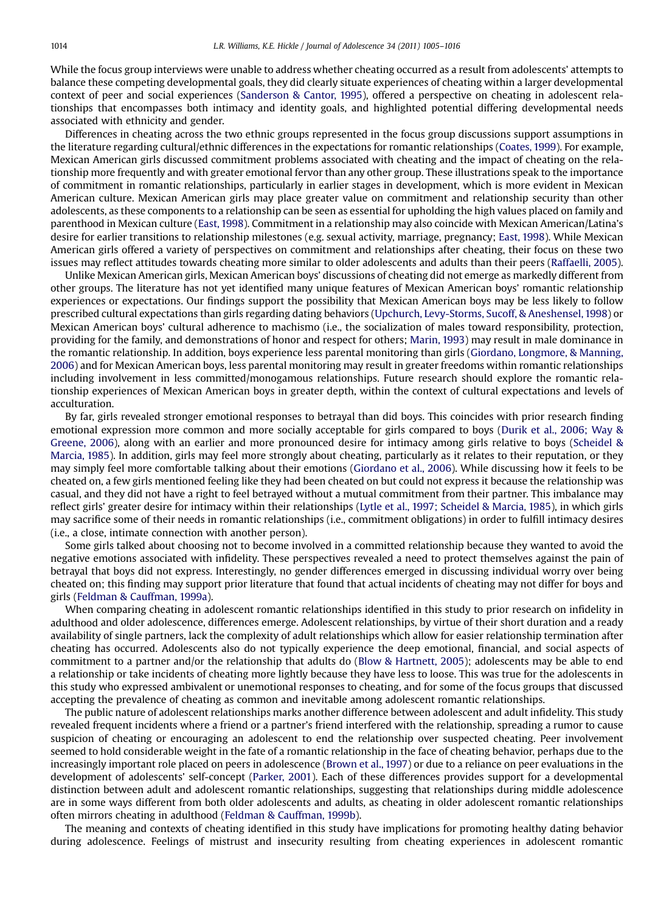While the focus group interviews were unable to address whether cheating occurred as a result from adolescents' attempts to balance these competing developmental goals, they did clearly situate experiences of cheating within a larger developmental context of peer and social experiences (Sanderson & Cantor, 1995), offered a perspective on cheating in adolescent relationships that encompasses both intimacy and identity goals, and highlighted potential differing developmental needs associated with ethnicity and gender.

Differences in cheating across the two ethnic groups represented in the focus group discussions support assumptions in the literature regarding cultural/ethnic differences in the expectations for romantic relationships (Coates, 1999). For example, Mexican American girls discussed commitment problems associated with cheating and the impact of cheating on the relationship more frequently and with greater emotional fervor than any other group. These illustrations speak to the importance of commitment in romantic relationships, particularly in earlier stages in development, which is more evident in Mexican American culture. Mexican American girls may place greater value on commitment and relationship security than other adolescents, as these components to a relationship can be seen as essential for upholding the high values placed on family and parenthood in Mexican culture (East, 1998). Commitment in a relationship may also coincide with Mexican American/Latina's desire for earlier transitions to relationship milestones (e.g. sexual activity, marriage, pregnancy; East, 1998). While Mexican American girls offered a variety of perspectives on commitment and relationships after cheating, their focus on these two issues may reflect attitudes towards cheating more similar to older adolescents and adults than their peers (Raffaelli, 2005).

Unlike Mexican American girls, Mexican American boys' discussions of cheating did not emerge as markedly different from other groups. The literature has not yet identified many unique features of Mexican American boys' romantic relationship experiences or expectations. Our findings support the possibility that Mexican American boys may be less likely to follow prescribed cultural expectations than girls regarding dating behaviors (Upchurch, Levy-Storms, Sucoff, & Aneshensel, 1998) or Mexican American boys' cultural adherence to machismo (i.e., the socialization of males toward responsibility, protection, providing for the family, and demonstrations of honor and respect for others; Marin, 1993) may result in male dominance in the romantic relationship. In addition, boys experience less parental monitoring than girls (Giordano, Longmore, & Manning, 2006) and for Mexican American boys, less parental monitoring may result in greater freedoms within romantic relationships including involvement in less committed/monogamous relationships. Future research should explore the romantic relationship experiences of Mexican American boys in greater depth, within the context of cultural expectations and levels of acculturation.

By far, girls revealed stronger emotional responses to betrayal than did boys. This coincides with prior research finding emotional expression more common and more socially acceptable for girls compared to boys (Durik et al., 2006; Way & Greene, 2006), along with an earlier and more pronounced desire for intimacy among girls relative to boys (Scheidel & Marcia, 1985). In addition, girls may feel more strongly about cheating, particularly as it relates to their reputation, or they may simply feel more comfortable talking about their emotions (Giordano et al., 2006). While discussing how it feels to be cheated on, a few girls mentioned feeling like they had been cheated on but could not express it because the relationship was casual, and they did not have a right to feel betrayed without a mutual commitment from their partner. This imbalance may reflect girls' greater desire for intimacy within their relationships (Lytle et al., 1997; Scheidel & Marcia, 1985), in which girls may sacrifice some of their needs in romantic relationships (i.e., commitment obligations) in order to fulfill intimacy desires (i.e., a close, intimate connection with another person).

Some girls talked about choosing not to become involved in a committed relationship because they wanted to avoid the negative emotions associated with infidelity. These perspectives revealed a need to protect themselves against the pain of betrayal that boys did not express. Interestingly, no gender differences emerged in discussing individual worry over being cheated on; this finding may support prior literature that found that actual incidents of cheating may not differ for boys and girls (Feldman & Cauffman, 1999a).

When comparing cheating in adolescent romantic relationships identified in this study to prior research on infidelity in adulthood and older adolescence, differences emerge. Adolescent relationships, by virtue of their short duration and a ready availability of single partners, lack the complexity of adult relationships which allow for easier relationship termination after cheating has occurred. Adolescents also do not typically experience the deep emotional, financial, and social aspects of commitment to a partner and/or the relationship that adults do (Blow & Hartnett, 2005); adolescents may be able to end a relationship or take incidents of cheating more lightly because they have less to loose. This was true for the adolescents in this study who expressed ambivalent or unemotional responses to cheating, and for some of the focus groups that discussed accepting the prevalence of cheating as common and inevitable among adolescent romantic relationships.

The public nature of adolescent relationships marks another difference between adolescent and adult infidelity. This study revealed frequent incidents where a friend or a partner's friend interfered with the relationship, spreading a rumor to cause suspicion of cheating or encouraging an adolescent to end the relationship over suspected cheating. Peer involvement seemed to hold considerable weight in the fate of a romantic relationship in the face of cheating behavior, perhaps due to the increasingly important role placed on peers in adolescence (Brown et al., 1997) or due to a reliance on peer evaluations in the development of adolescents' self-concept (Parker, 2001). Each of these differences provides support for a developmental distinction between adult and adolescent romantic relationships, suggesting that relationships during middle adolescence are in some ways different from both older adolescents and adults, as cheating in older adolescent romantic relationships often mirrors cheating in adulthood (Feldman & Cauffman, 1999b).

The meaning and contexts of cheating identified in this study have implications for promoting healthy dating behavior during adolescence. Feelings of mistrust and insecurity resulting from cheating experiences in adolescent romantic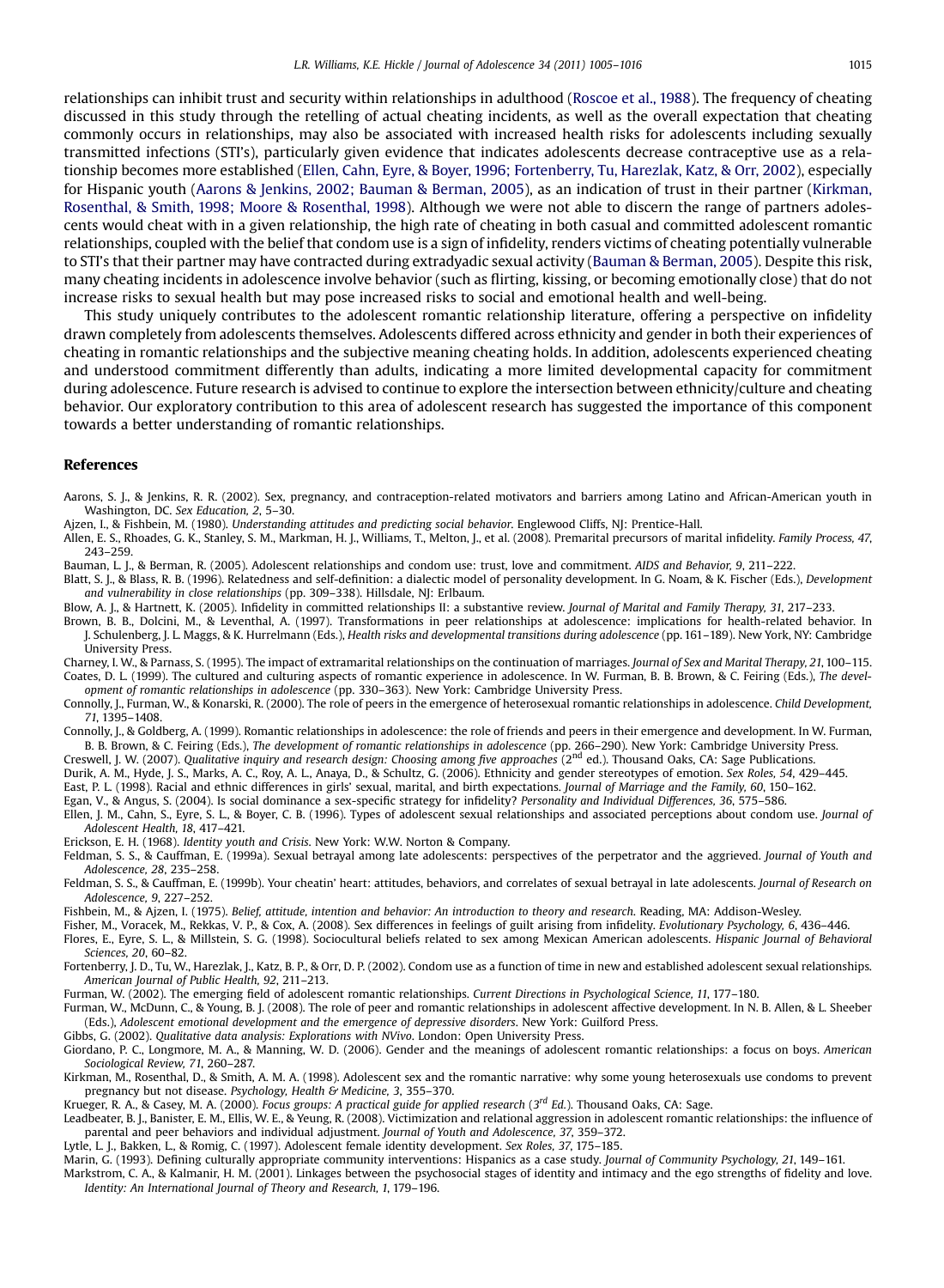relationships can inhibit trust and security within relationships in adulthood (Roscoe et al., 1988). The frequency of cheating discussed in this study through the retelling of actual cheating incidents, as well as the overall expectation that cheating commonly occurs in relationships, may also be associated with increased health risks for adolescents including sexually transmitted infections (STI's), particularly given evidence that indicates adolescents decrease contraceptive use as a relationship becomes more established (Ellen, Cahn, Eyre, & Boyer, 1996; Fortenberry, Tu, Harezlak, Katz, & Orr, 2002), especially for Hispanic youth (Aarons & Jenkins, 2002; Bauman & Berman, 2005), as an indication of trust in their partner (Kirkman, Rosenthal, & Smith, 1998; Moore & Rosenthal, 1998). Although we were not able to discern the range of partners adolescents would cheat with in a given relationship, the high rate of cheating in both casual and committed adolescent romantic relationships, coupled with the belief that condom use is a sign of infidelity, renders victims of cheating potentially vulnerable to STI's that their partner may have contracted during extradyadic sexual activity (Bauman & Berman, 2005). Despite this risk, many cheating incidents in adolescence involve behavior (such as flirting, kissing, or becoming emotionally close) that do not increase risks to sexual health but may pose increased risks to social and emotional health and well-being.

This study uniquely contributes to the adolescent romantic relationship literature, offering a perspective on infidelity drawn completely from adolescents themselves. Adolescents differed across ethnicity and gender in both their experiences of cheating in romantic relationships and the subjective meaning cheating holds. In addition, adolescents experienced cheating and understood commitment differently than adults, indicating a more limited developmental capacity for commitment during adolescence. Future research is advised to continue to explore the intersection between ethnicity/culture and cheating behavior. Our exploratory contribution to this area of adolescent research has suggested the importance of this component towards a better understanding of romantic relationships.

## References

Aarons, S. J., & Jenkins, R. R. (2002). Sex, pregnancy, and contraception-related motivators and barriers among Latino and African-American youth in Washington, DC. *Sex Education, 2*, 5–30.

Ajzen, I., & Fishbein, M. (1980). *Understanding attitudes and predicting social behavior*. Englewood Cliffs, NJ: Prentice-Hall.

Allen, E. S., Rhoades, G. K., Stanley, S. M., Markman, H. J., Williams, T., Melton, J., et al. (2008). Premarital precursors of marital infidelity. *Family Process, 47*, 243–259.

Bauman, L. J., & Berman, R. (2005). Adolescent relationships and condom use: trust, love and commitment. *AIDS and Behavior, 9*, 211–222.

Blatt, S. J., & Blass, R. B. (1996). Relatedness and self-definition: a dialectic model of personality development. In G. Noam, & K. Fischer (Eds.), *Development and vulnerability in close relationships* (pp. 309–338). Hillsdale, NJ: Erlbaum.

Blow, A. J., & Hartnett, K. (2005). Infidelity in committed relationships II: a substantive review. *Journal of Marital and Family Therapy, 31*, 217–233.

Brown, B. B., Dolcini, M., & Leventhal, A. (1997). Transformations in peer relationships at adolescence: implications for health-related behavior. In J. Schulenberg, J. L. Maggs, & K. Hurrelmann (Eds.), *Health risks and developmental transitions during adolescence* (pp. 161–189). New York, NY: Cambridge University Press.

Charney, I. W., & Parnass, S. (1995). The impact of extramarital relationships on the continuation of marriages. *Journal of Sex and Marital Therapy, 21*, 100–115.

Coates, D. L. (1999). The cultured and culturing aspects of romantic experience in adolescence. In W. Furman, B. B. Brown, & C. Feiring (Eds.), *The development of romantic relationships in adolescence* (pp. 330–363). New York: Cambridge University Press.

Connolly, J., Furman, W., & Konarski, R. (2000). The role of peers in the emergence of heterosexual romantic relationships in adolescence. *Child Development, 71*, 1395–1408.

Connolly, J., & Goldberg, A. (1999). Romantic relationships in adolescence: the role of friends and peers in their emergence and development. In W. Furman, B. B. Brown, & C. Feiring (Eds.), *The development of romantic relationships in adolescence* (pp. 266–290). New York: Cambridge University Press.

Creswell, J. W. (2007). *Qualitative inquiry and research design: Choosing among five approaches* (2nd ed.). Thousand Oaks, CA: Sage Publications.

Durik, A. M., Hyde, J. S., Marks, A. C., Roy, A. L., Anaya, D., & Schultz, G. (2006). Ethnicity and gender stereotypes of emotion. *Sex Roles, 54*, 429–445.

East, P. L. (1998). Racial and ethnic differences in girls' sexual, marital, and birth expectations. *Journal of Marriage and the Family, 60*, 150–162.

Egan, V., & Angus, S. (2004). Is social dominance a sex-specific strategy for infidelity? *Personality and Individual Differences, 36*, 575–586.

Ellen, J. M., Cahn, S., Eyre, S. L., & Boyer, C. B. (1996). Types of adolescent sexual relationships and associated perceptions about condom use. *Journal of Adolescent Health, 18*, 417–421.

Erickson, E. H. (1968). *Identity youth and Crisis*. New York: W.W. Norton & Company.

Feldman, S. S., & Cauffman, E. (1999a). Sexual betrayal among late adolescents: perspectives of the perpetrator and the aggrieved. *Journal of Youth and Adolescence, 28*, 235–258.

Feldman, S. S., & Cauffman, E. (1999b). Your cheatin' heart: attitudes, behaviors, and correlates of sexual betrayal in late adolescents. *Journal of Research on Adolescence, 9*, 227–252.

Fishbein, M., & Ajzen, I. (1975). *Belief, attitude, intention and behavior: An introduction to theory and research*. Reading, MA: Addison-Wesley.

Fisher, M., Voracek, M., Rekkas, V. P., & Cox, A. (2008). Sex differences in feelings of guilt arising from infidelity. *Evolutionary Psychology, 6*, 436–446.

Flores, E., Eyre, S. L., & Millstein, S. G. (1998). Sociocultural beliefs related to sex among Mexican American adolescents. *Hispanic Journal of Behavioral Sciences, 20*, 60–82.

Fortenberry, J. D., Tu, W., Harezlak, J., Katz, B. P., & Orr, D. P. (2002). Condom use as a function of time in new and established adolescent sexual relationships. *American Journal of Public Health, 92*, 211–213.

Furman, W. (2002). The emerging field of adolescent romantic relationships. *Current Directions in Psychological Science, 11*, 177–180.

Furman, W., McDunn, C., & Young, B. J. (2008). The role of peer and romantic relationships in adolescent affective development. In N. B. Allen, & L. Sheeber (Eds.), *Adolescent emotional development and the emergence of depressive disorders*. New York: Guilford Press.

Gibbs, G. (2002). *Qualitative data analysis: Explorations with NVivo*. London: Open University Press.

Giordano, P. C., Longmore, M. A., & Manning, W. D. (2006). Gender and the meanings of adolescent romantic relationships: a focus on boys. *American Sociological Review, 71*, 260–287.

Kirkman, M., Rosenthal, D., & Smith, A. M. A. (1998). Adolescent sex and the romantic narrative: why some young heterosexuals use condoms to prevent pregnancy but not disease. *Psychology, Health & Medicine, 3*, 355–370.

Krueger, R. A., & Casey, M. A. (2000). *Focus groups: A practical guide for applied research (3rd Ed.)*. Thousand Oaks, CA: Sage.

Leadbeater, B. J., Banister, E. M., Ellis, W. E., & Yeung, R. (2008). Victimization and relational aggression in adolescent romantic relationships: the influence of parental and peer behaviors and individual adjustment. *Journal of Youth and Adolescence, 37*, 359–372.

Lytle, L. J., Bakken, L., & Romig, C. (1997). Adolescent female identity development. *Sex Roles, 37*, 175–185.

Marin, G. (1993). Defining culturally appropriate community interventions: Hispanics as a case study. *Journal of Community Psychology, 21*, 149–161.

Markstrom, C. A., & Kalmanir, H. M. (2001). Linkages between the psychosocial stages of identity and intimacy and the ego strengths of fidelity and love. *Identity: An International Journal of Theory and Research, 1*, 179–196.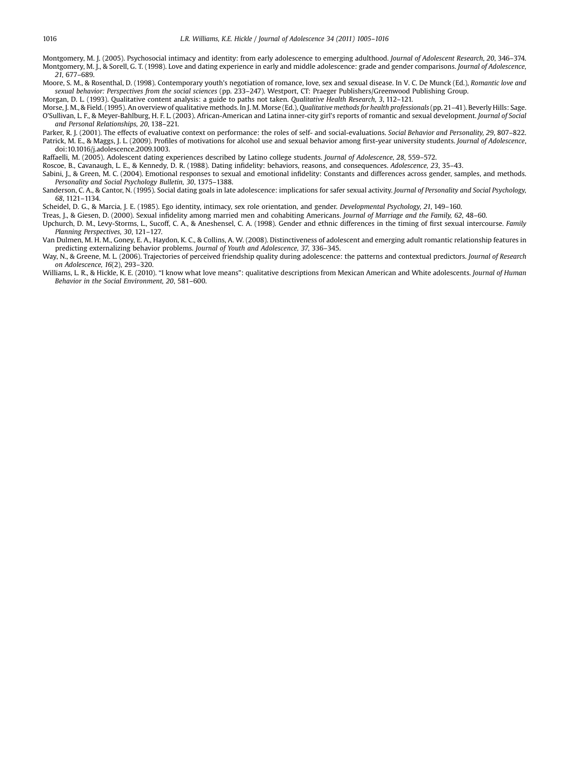Montgomery, M. J. (2005). Psychosocial intimacy and identity: from early adolescence to emerging adulthood. *Journal of Adolescent Research, 20*, 346–374.

Montgomery, M. J., & Sorell, G. T. (1998). Love and dating experience in early and middle adolescence: grade and gender comparisons. *Journal of Adolescence, 21*, 677–689.

Moore, S. M., & Rosenthal, D. (1998). Contemporary youth's negotiation of romance, love, sex and sexual disease. In V. C. De Munck (Ed.), *Romantic love and sexual behavior: Perspectives from the social sciences* (pp. 233–247). Westport, CT: Praeger Publishers/Greenwood Publishing Group.

Morgan, D. L. (1993). Qualitative content analysis: a guide to paths not taken. *Qualitative Health Research, 3*, 112–121.

Morse, J. M., & Field. (1995). An overview of qualitative methods. In J. M. Morse (Ed.), *Qualitative methods for health professionals* (pp. 21–41). Beverly Hills: Sage.

O'Sullivan, L. F., & Meyer-Bahlburg, H. F. L. (2003). African-American and Latina inner-city girl's reports of romantic and sexual development. *Journal of Social and Personal Relationships, 20*, 138–221.

Parker, R. J. (2001). The effects of evaluative context on performance: the roles of self- and social-evaluations. *Social Behavior and Personality, 29*, 807–822.

Patrick, M. E., & Maggs, J. L. (2009). Profiles of motivations for alcohol use and sexual behavior among first-year university students. *Journal of Adolescence*, doi:10.1016/j.adolescence.2009.1003.

Raffaelli, M. (2005). Adolescent dating experiences described by Latino college students. *Journal of Adolescence, 28*, 559–572.

Roscoe, B., Cavanaugh, L. E., & Kennedy, D. R. (1988). Dating infidelity: behaviors, reasons, and consequences. *Adolescence, 23*, 35–43.

Sabini, J., & Green, M. C. (2004). Emotional responses to sexual and emotional infidelity: Constants and differences across gender, samples, and methods. *Personality and Social Psychology Bulletin, 30*, 1375–1388.

Sanderson, C. A., & Cantor, N. (1995). Social dating goals in late adolescence: implications for safer sexual activity. *Journal of Personality and Social Psychology, 68*, 1121–1134.

Scheidel, D. G., & Marcia, J. E. (1985). Ego identity, intimacy, sex role orientation, and gender. *Developmental Psychology, 21*, 149–160.

Treas, J., & Giesen, D. (2000). Sexual infidelity among married men and cohabiting Americans. *Journal of Marriage and the Family, 62*, 48–60.

Upchurch, D. M., Levy-Storms, L., Sucoff, C. A., & Aneshensel, C. A. (1998). Gender and ethnic differences in the timing of first sexual intercourse. *Family Planning Perspectives, 30*, 121–127.

Van Dulmen, M. H. M., Goney, E. A., Haydon, K. C., & Collins, A. W. (2008). Distinctiveness of adolescent and emerging adult romantic relationship features in predicting externalizing behavior problems. *Journal of Youth and Adolescence, 37*, 336–345.

Way, N., & Greene, M. L. (2006). Trajectories of perceived friendship quality during adolescence: the patterns and contextual predictors. *Journal of Research on Adolescence, 16*(2), 293–320.

Williams, L. R., & Hickle, K. E. (2010). "I know what love means": qualitative descriptions from Mexican American and White adolescents. *Journal of Human Behavior in the Social Environment, 20*, 581–600.